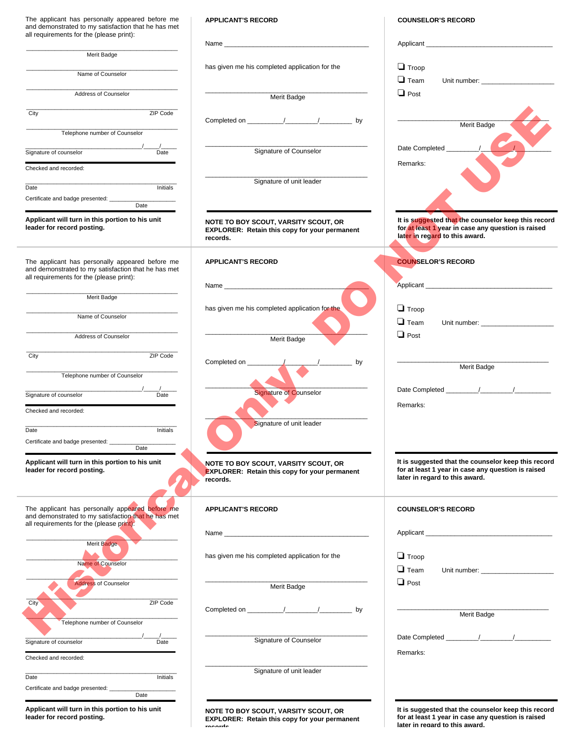The applicant has personally appeared before me and demonstrated to my satisfaction that he has met all requirements for the (please print):

______________________________
Merit Badge

______________________________
Name of Counselor

______________________________
Address of Counselor

______________________________
City ZIP Code

______________________________
Telephone number of Counselor

______________________________ ____/____/____
Signature of counselor Date

Checked and recorded:

______________________________
Date Initials

Certificate and badge presented: ______________
Date

**Applicant will turn in this portion to his unit leader for record posting.**

**APPLICANT'S RECORD**

Name ______________________________

has given me his completed application for the

______________________________
Merit Badge

Completed on ________/________/________ by

______________________________
Signature of Counselor

______________________________
Signature of unit leader

**NOTE TO BOY SCOUT, VARSITY SCOUT, OR EXPLORER: Retain this copy for your permanent records.**

**COUNSELOR'S RECORD**

Applicant ______________________________

❑ Troop
❑ Team Unit number: ______________
❑ Post

______________________________
Merit Badge

Date Completed ________/________/________

Remarks:

**It is suggested that the counselor keep this record for at least 1 year in case any question is raised later in regard to this award.**

---

The applicant has personally appeared before me and demonstrated to my satisfaction that he has met all requirements for the (please print):

______________________________
Merit Badge

______________________________
Name of Counselor

______________________________
Address of Counselor

______________________________
City ZIP Code

______________________________
Telephone number of Counselor

______________________________ ____/____/____
Signature of counselor Date

Checked and recorded:

______________________________
Date Initials

Certificate and badge presented: ______________
Date

**Applicant will turn in this portion to his unit leader for record posting.**

**APPLICANT'S RECORD**

Name ______________________________

has given me his completed application for the

______________________________
Merit Badge

Completed on ________/________/________ by

______________________________
Signature of Counselor

______________________________
Signature of unit leader

**NOTE TO BOY SCOUT, VARSITY SCOUT, OR EXPLORER: Retain this copy for your permanent records.**

**COUNSELOR'S RECORD**

Applicant ______________________________

❑ Troop
❑ Team Unit number: ______________
❑ Post

______________________________
Merit Badge

Date Completed ________/________/________

Remarks:

**It is suggested that the counselor keep this record for at least 1 year in case any question is raised later in regard to this award.**

---

The applicant has personally appeared before me and demonstrated to my satisfaction that he has met all requirements for the (please print):

______________________________
Merit Badge

______________________________
Name of Counselor

______________________________
Address of Counselor

______________________________
City ZIP Code

______________________________
Telephone number of Counselor

______________________________ ____/____/____
Signature of counselor Date

Checked and recorded:

______________________________
Date Initials

Certificate and badge presented: ______________
Date

**Applicant will turn in this portion to his unit leader for record posting.**

**APPLICANT'S RECORD**

Name ______________________________

has given me his completed application for the

______________________________
Merit Badge

Completed on ________/________/________ by

______________________________
Signature of Counselor

______________________________
Signature of unit leader

**NOTE TO BOY SCOUT, VARSITY SCOUT, OR EXPLORER: Retain this copy for your permanent records.**

**COUNSELOR'S RECORD**

Applicant ______________________________

❑ Troop
❑ Team Unit number: ______________
❑ Post

______________________________
Merit Badge

Date Completed ________/________/________

Remarks:

**It is suggested that the counselor keep this record for at least 1 year in case any question is raised later in regard to this award.**

Historical Only. DO NOT USE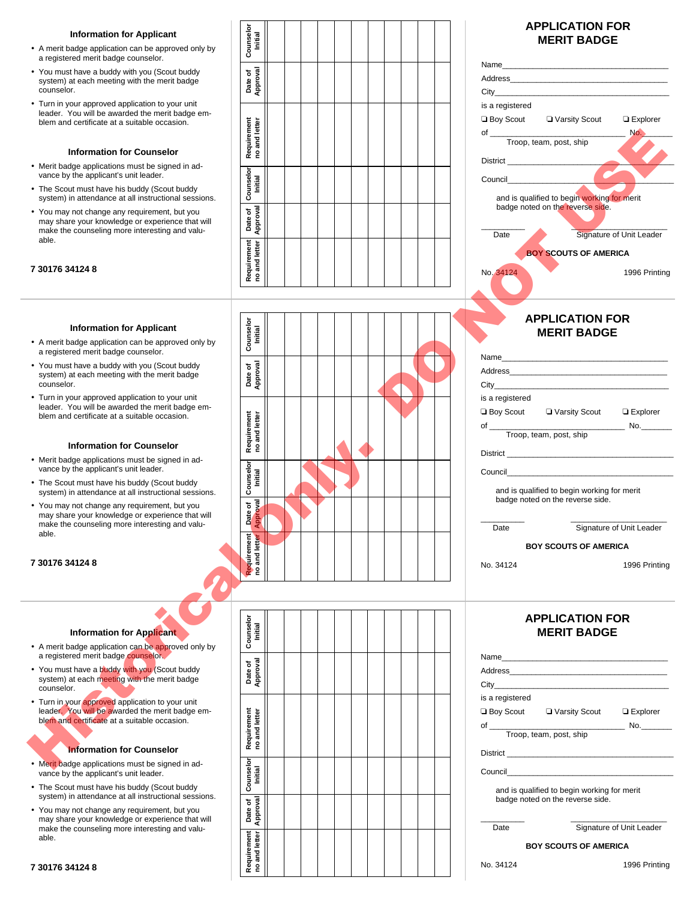**HISTORICAL ONLY. DO NOT USE**

### Information for Applicant

- A merit badge application can be approved only by a registered merit badge counselor.
- You must have a buddy with you (Scout buddy system) at each meeting with the merit badge counselor.
- Turn in your approved application to your unit leader. You will be awarded the merit badge emblem and certificate at a suitable occasion.

### Information for Counselor

- Merit badge applications must be signed in advance by the applicant's unit leader.
- The Scout must have his buddy (Scout buddy system) in attendance at all instructional sessions.
- You may not change any requirement, but you may share your knowledge or experience that will make the counseling more interesting and valuable.

7 30176 34124 8

| Requirement no and letter | Date of Approval | Counselor Initial |
|---|---|---|
| | | |
| | | |
| | | |
| | | |
| | | |
| | | |
| | | |
| | | |
| | | |
| | | |
| | | |
| | | |
| | | |
| | | |
| | | |
| | | |
| | | |
| | | |
| | | |
| | | |

## APPLICATION FOR MERIT BADGE

Name______________________________________

Address____________________________________

City_______________________________________

is a registered

❏ Boy Scout ❏ Varsity Scout ❏ Explorer

of ______________________________ No._______
Troop, team, post, ship

District ____________________________________

Council____________________________________

and is qualified to begin working for merit badge noted on the reverse side.

__________ ______________________
Date Signature of Unit Leader

**BOY SCOUTS OF AMERICA**

No. 34124 1996 Printing

---

### Information for Applicant

- A merit badge application can be approved only by a registered merit badge counselor.
- You must have a buddy with you (Scout buddy system) at each meeting with the merit badge counselor.
- Turn in your approved application to your unit leader. You will be awarded the merit badge emblem and certificate at a suitable occasion.

### Information for Counselor

- Merit badge applications must be signed in advance by the applicant's unit leader.
- The Scout must have his buddy (Scout buddy system) in attendance at all instructional sessions.
- You may not change any requirement, but you may share your knowledge or experience that will make the counseling more interesting and valuable.

7 30176 34124 8

| Requirement no and letter | Date of Approval | Counselor Initial |
|---|---|---|
| | | |
| | | |
| | | |
| | | |
| | | |
| | | |
| | | |
| | | |
| | | |
| | | |
| | | |
| | | |
| | | |
| | | |
| | | |
| | | |
| | | |
| | | |
| | | |
| | | |

## APPLICATION FOR MERIT BADGE

Name______________________________________

Address____________________________________

City_______________________________________

is a registered

❏ Boy Scout ❏ Varsity Scout ❏ Explorer

of ______________________________ No._______
Troop, team, post, ship

District ____________________________________

Council____________________________________

and is qualified to begin working for merit badge noted on the reverse side.

__________ ______________________
Date Signature of Unit Leader

**BOY SCOUTS OF AMERICA**

No. 34124 1996 Printing

---

### Information for Applicant

- A merit badge application can be approved only by a registered merit badge counselor.
- You must have a buddy with you (Scout buddy system) at each meeting with the merit badge counselor.
- Turn in your approved application to your unit leader. You will be awarded the merit badge emblem and certificate at a suitable occasion.

### Information for Counselor

- Merit badge applications must be signed in advance by the applicant's unit leader.
- The Scout must have his buddy (Scout buddy system) in attendance at all instructional sessions.
- You may not change any requirement, but you may share your knowledge or experience that will make the counseling more interesting and valuable.

7 30176 34124 8

| Requirement no and letter | Date of Approval | Counselor Initial |
|---|---|---|
| | | |
| | | |
| | | |
| | | |
| | | |
| | | |
| | | |
| | | |
| | | |
| | | |
| | | |
| | | |
| | | |
| | | |
| | | |
| | | |
| | | |
| | | |
| | | |
| | | |

## APPLICATION FOR MERIT BADGE

Name______________________________________

Address____________________________________

City_______________________________________

is a registered

❏ Boy Scout ❏ Varsity Scout ❏ Explorer

of ______________________________ No._______
Troop, team, post, ship

District ____________________________________

Council____________________________________

and is qualified to begin working for merit badge noted on the reverse side.

__________ ______________________
Date Signature of Unit Leader

**BOY SCOUTS OF AMERICA**

No. 34124 1996 Printing